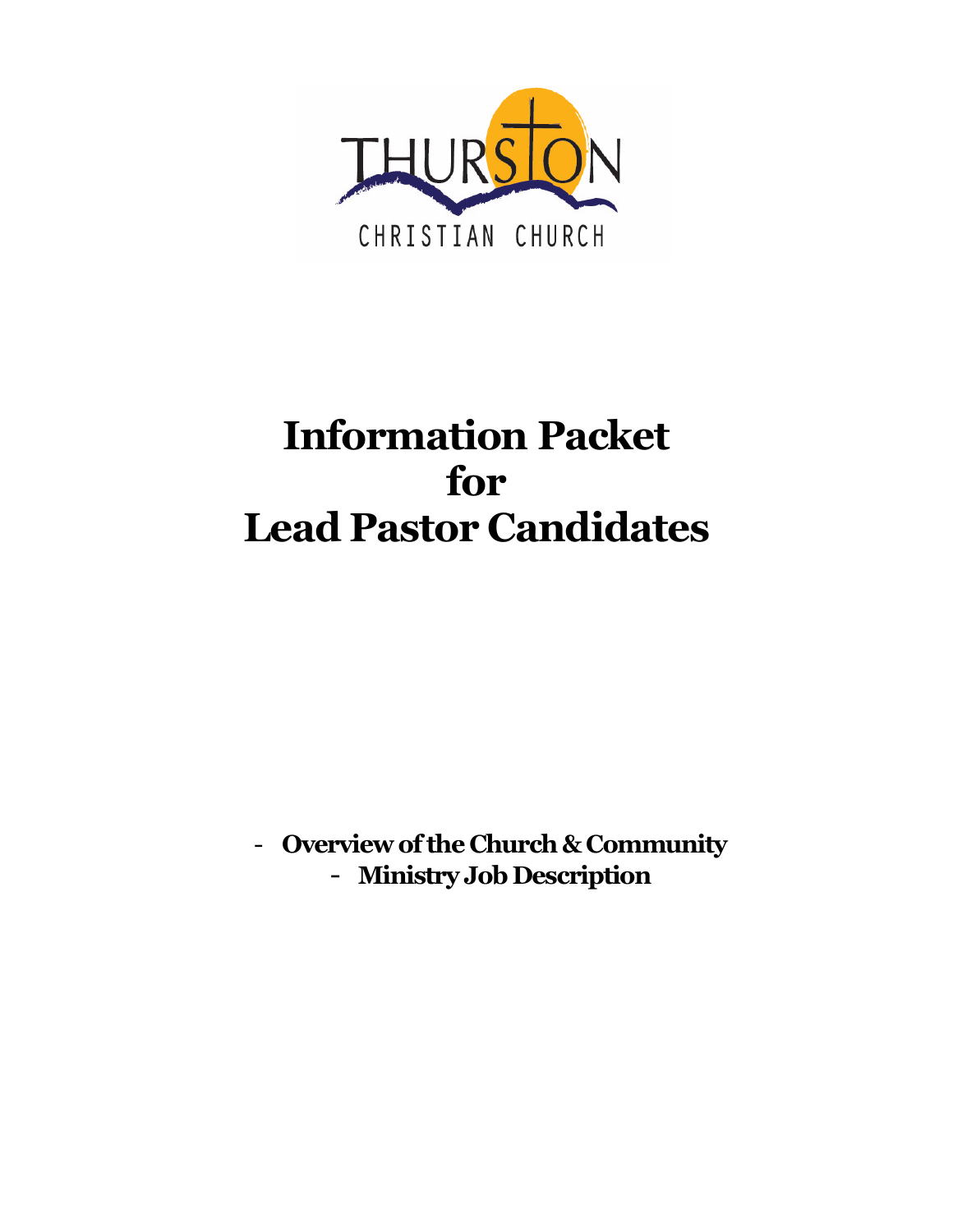THURSTON

CHRISTIAN CHURCH

# Information Packet for Lead Pastor Candidates

- **Overview of the Church & Community**
- **Ministry Job Description**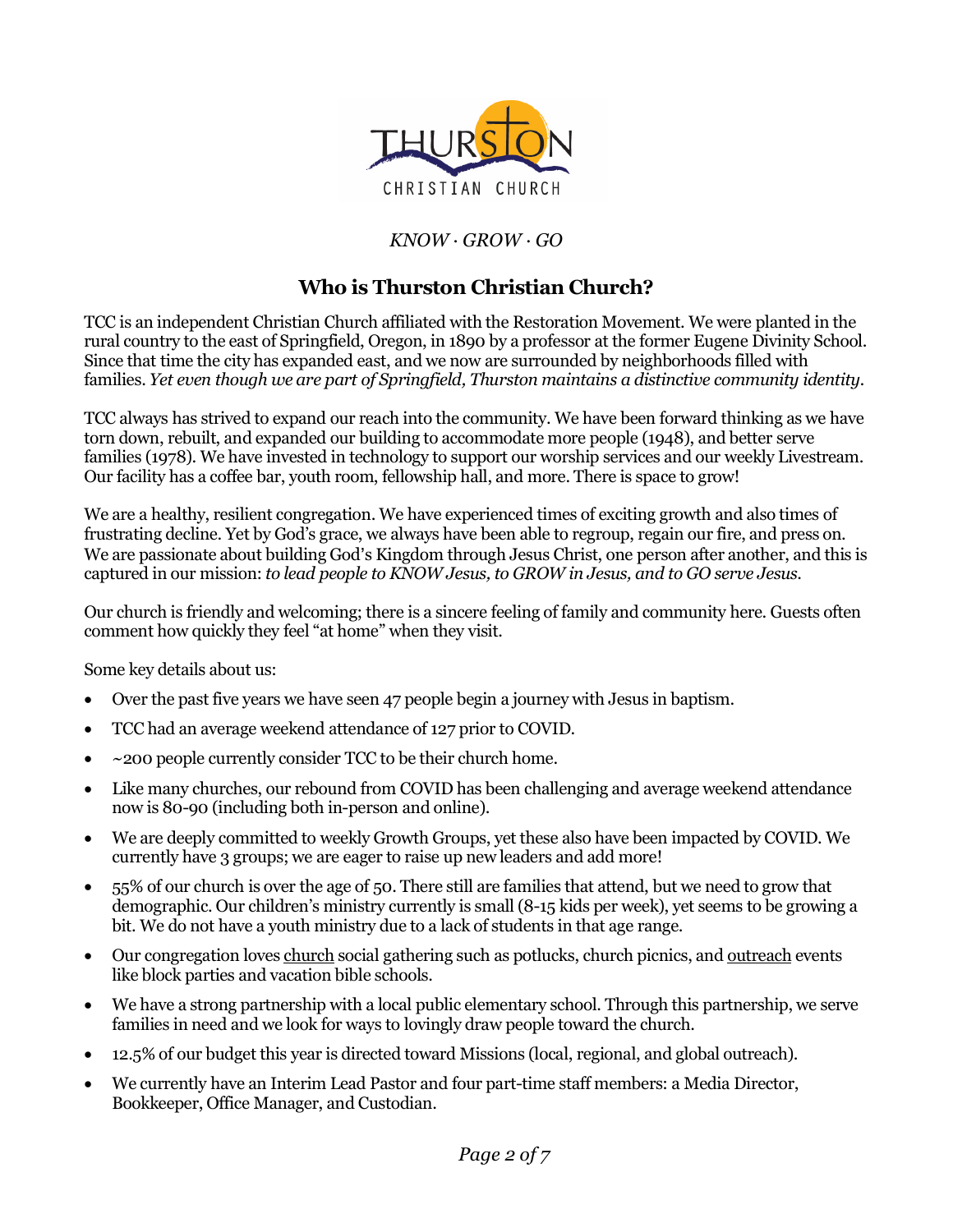*KNOW · GROW · GO*

## Who is Thurston Christian Church?

TCC is an independent Christian Church affiliated with the Restoration Movement. We were planted in the rural country to the east of Springfield, Oregon, in 1890 by a professor at the former Eugene Divinity School. Since that time the city has expanded east, and we now are surrounded by neighborhoods filled with families. *Yet even though we are part of Springfield, Thurston maintains a distinctive community identity.*

TCC always has strived to expand our reach into the community. We have been forward thinking as we have torn down, rebuilt, and expanded our building to accommodate more people (1948), and better serve families (1978). We have invested in technology to support our worship services and our weekly Livestream. Our facility has a coffee bar, youth room, fellowship hall, and more. There is space to grow!

We are a healthy, resilient congregation. We have experienced times of exciting growth and also times of frustrating decline. Yet by God's grace, we always have been able to regroup, regain our fire, and press on. We are passionate about building God's Kingdom through Jesus Christ, one person after another, and this is captured in our mission: *to lead people to KNOW Jesus, to GROW in Jesus, and to GO serve Jesus.*

Our church is friendly and welcoming; there is a sincere feeling of family and community here. Guests often comment how quickly they feel "at home" when they visit.

Some key details about us:

- Over the past five years we have seen 47 people begin a journey with Jesus in baptism.
- TCC had an average weekend attendance of 127 prior to COVID.
- ~200 people currently consider TCC to be their church home.
- Like many churches, our rebound from COVID has been challenging and average weekend attendance now is 80-90 (including both in-person and online).
- We are deeply committed to weekly Growth Groups, yet these also have been impacted by COVID. We currently have 3 groups; we are eager to raise up new leaders and add more!
- 55% of our church is over the age of 50. There still are families that attend, but we need to grow that demographic. Our children's ministry currently is small (8-15 kids per week), yet seems to be growing a bit. We do not have a youth ministry due to a lack of students in that age range.
- Our congregation loves church social gathering such as potlucks, church picnics, and outreach events like block parties and vacation bible schools.
- We have a strong partnership with a local public elementary school. Through this partnership, we serve families in need and we look for ways to lovingly draw people toward the church.
- 12.5% of our budget this year is directed toward Missions (local, regional, and global outreach).
- We currently have an Interim Lead Pastor and four part-time staff members: a Media Director, Bookkeeper, Office Manager, and Custodian.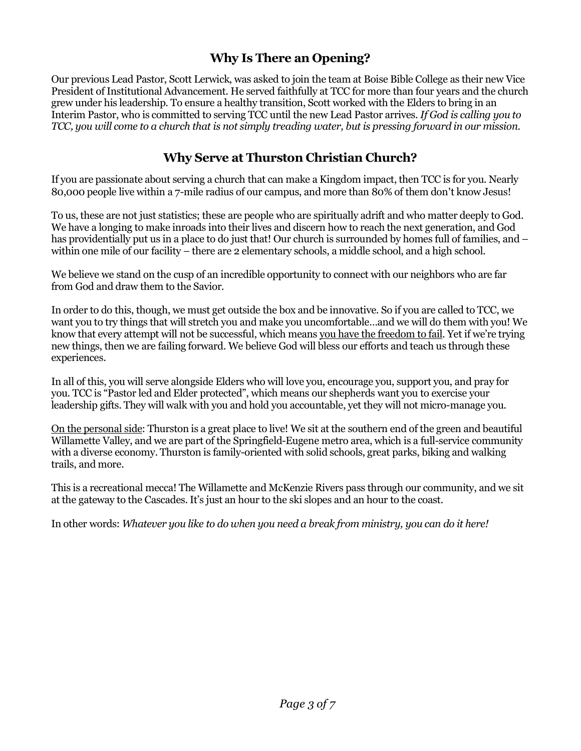## Why Is There an Opening?

Our previous Lead Pastor, Scott Lerwick, was asked to join the team at Boise Bible College as their new Vice President of Institutional Advancement. He served faithfully at TCC for more than four years and the church grew under his leadership. To ensure a healthy transition, Scott worked with the Elders to bring in an Interim Pastor, who is committed to serving TCC until the new Lead Pastor arrives. *If God is calling you to TCC, you will come to a church that is not simply treading water, but is pressing forward in our mission.*

## Why Serve at Thurston Christian Church?

If you are passionate about serving a church that can make a Kingdom impact, then TCC is for you. Nearly 80,000 people live within a 7-mile radius of our campus, and more than 80% of them don't know Jesus!

To us, these are not just statistics; these are people who are spiritually adrift and who matter deeply to God. We have a longing to make inroads into their lives and discern how to reach the next generation, and God has providentially put us in a place to do just that! Our church is surrounded by homes full of families, and – within one mile of our facility – there are 2 elementary schools, a middle school, and a high school.

We believe we stand on the cusp of an incredible opportunity to connect with our neighbors who are far from God and draw them to the Savior.

In order to do this, though, we must get outside the box and be innovative. So if you are called to TCC, we want you to try things that will stretch you and make you uncomfortable…and we will do them with you! We know that every attempt will not be successful, which means <u>you have the freedom to fail</u>. Yet if we're trying new things, then we are failing forward. We believe God will bless our efforts and teach us through these experiences.

In all of this, you will serve alongside Elders who will love you, encourage you, support you, and pray for you. TCC is "Pastor led and Elder protected", which means our shepherds want you to exercise your leadership gifts. They will walk with you and hold you accountable, yet they will not micro-manage you.

<u>On the personal side</u>: Thurston is a great place to live! We sit at the southern end of the green and beautiful Willamette Valley, and we are part of the Springfield-Eugene metro area, which is a full-service community with a diverse economy. Thurston is family-oriented with solid schools, great parks, biking and walking trails, and more.

This is a recreational mecca! The Willamette and McKenzie Rivers pass through our community, and we sit at the gateway to the Cascades. It's just an hour to the ski slopes and an hour to the coast.

In other words: *Whatever you like to do when you need a break from ministry, you can do it here!*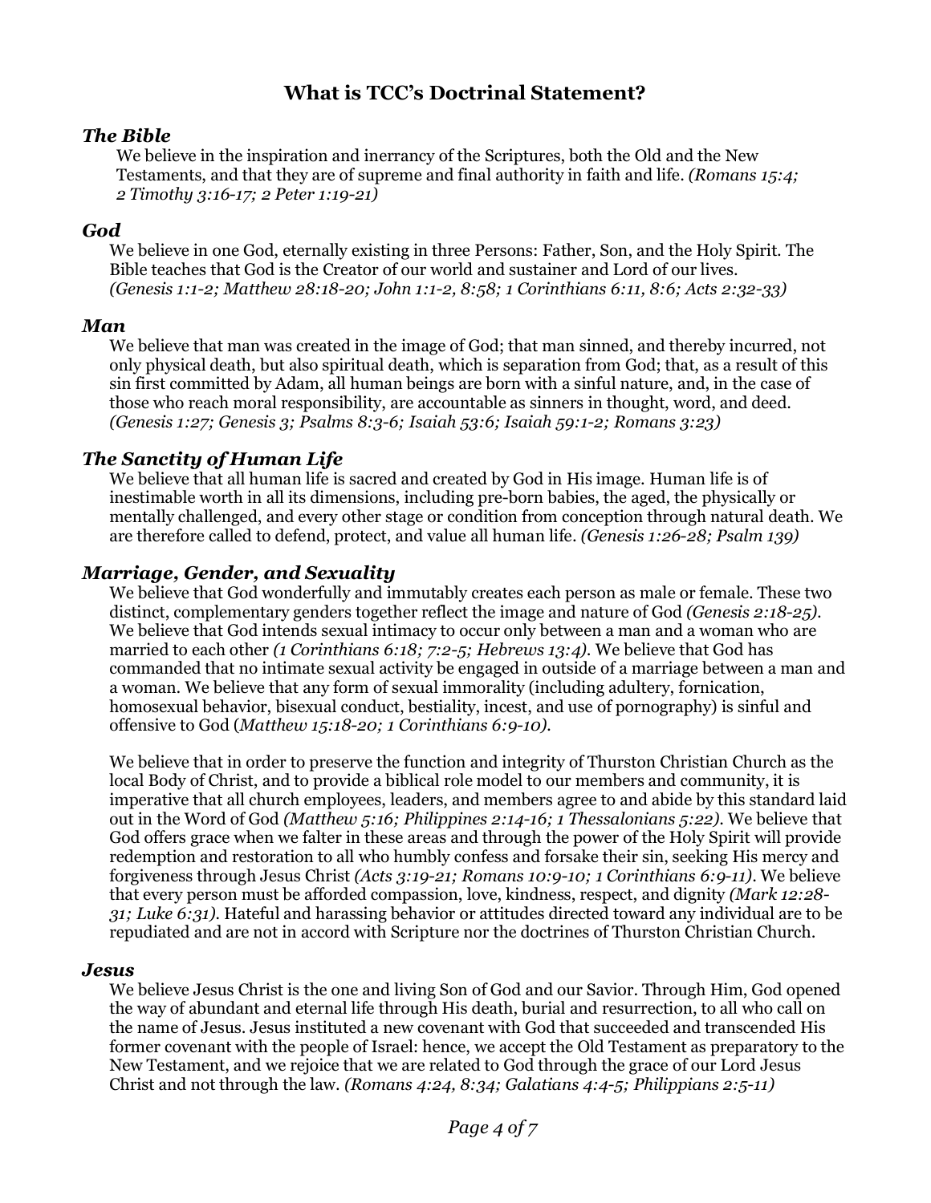## What is TCC's Doctrinal Statement?

### *The Bible*

We believe in the inspiration and inerrancy of the Scriptures, both the Old and the New Testaments, and that they are of supreme and final authority in faith and life. *(Romans 15:4; 2 Timothy 3:16-17; 2 Peter 1:19-21)*

### *God*

We believe in one God, eternally existing in three Persons: Father, Son, and the Holy Spirit. The Bible teaches that God is the Creator of our world and sustainer and Lord of our lives. *(Genesis 1:1-2; Matthew 28:18-20; John 1:1-2, 8:58; 1 Corinthians 6:11, 8:6; Acts 2:32-33)*

### *Man*

We believe that man was created in the image of God; that man sinned, and thereby incurred, not only physical death, but also spiritual death, which is separation from God; that, as a result of this sin first committed by Adam, all human beings are born with a sinful nature, and, in the case of those who reach moral responsibility, are accountable as sinners in thought, word, and deed. *(Genesis 1:27; Genesis 3; Psalms 8:3-6; Isaiah 53:6; Isaiah 59:1-2; Romans 3:23)*

### *The Sanctity of Human Life*

We believe that all human life is sacred and created by God in His image. Human life is of inestimable worth in all its dimensions, including pre-born babies, the aged, the physically or mentally challenged, and every other stage or condition from conception through natural death. We are therefore called to defend, protect, and value all human life. *(Genesis 1:26-28; Psalm 139)*

### *Marriage, Gender, and Sexuality*

We believe that God wonderfully and immutably creates each person as male or female. These two distinct, complementary genders together reflect the image and nature of God *(Genesis 2:18-25)*. We believe that God intends sexual intimacy to occur only between a man and a woman who are married to each other *(1 Corinthians 6:18; 7:2-5; Hebrews 13:4)*. We believe that God has commanded that no intimate sexual activity be engaged in outside of a marriage between a man and a woman. We believe that any form of sexual immorality (including adultery, fornication, homosexual behavior, bisexual conduct, bestiality, incest, and use of pornography) is sinful and offensive to God (*Matthew 15:18-20; 1 Corinthians 6:9-10)*.

We believe that in order to preserve the function and integrity of Thurston Christian Church as the local Body of Christ, and to provide a biblical role model to our members and community, it is imperative that all church employees, leaders, and members agree to and abide by this standard laid out in the Word of God *(Matthew 5:16; Philippines 2:14-16; 1 Thessalonians 5:22)*. We believe that God offers grace when we falter in these areas and through the power of the Holy Spirit will provide redemption and restoration to all who humbly confess and forsake their sin, seeking His mercy and forgiveness through Jesus Christ *(Acts 3:19-21; Romans 10:9-10; 1 Corinthians 6:9-11)*. We believe that every person must be afforded compassion, love, kindness, respect, and dignity *(Mark 12:28-31; Luke 6:31)*. Hateful and harassing behavior or attitudes directed toward any individual are to be repudiated and are not in accord with Scripture nor the doctrines of Thurston Christian Church.

### *Jesus*

We believe Jesus Christ is the one and living Son of God and our Savior. Through Him, God opened the way of abundant and eternal life through His death, burial and resurrection, to all who call on the name of Jesus. Jesus instituted a new covenant with God that succeeded and transcended His former covenant with the people of Israel: hence, we accept the Old Testament as preparatory to the New Testament, and we rejoice that we are related to God through the grace of our Lord Jesus Christ and not through the law. *(Romans 4:24, 8:34; Galatians 4:4-5; Philippians 2:5-11)*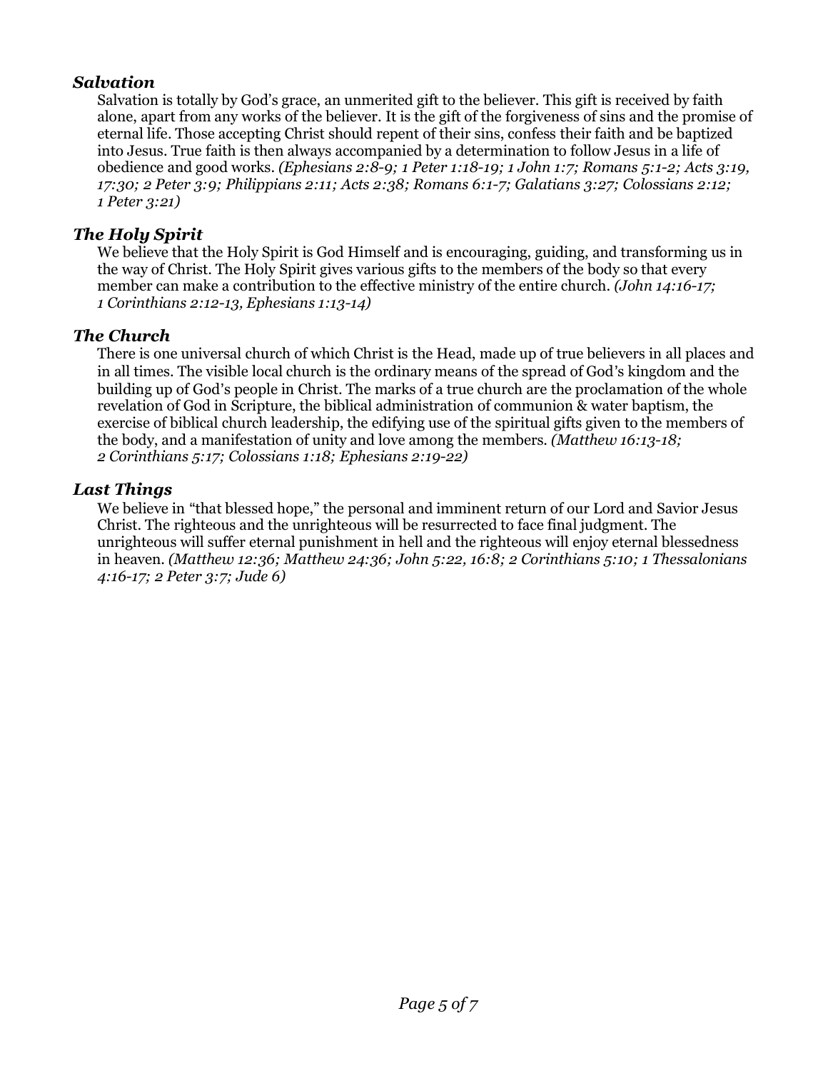### *Salvation*

Salvation is totally by God's grace, an unmerited gift to the believer. This gift is received by faith alone, apart from any works of the believer. It is the gift of the forgiveness of sins and the promise of eternal life. Those accepting Christ should repent of their sins, confess their faith and be baptized into Jesus. True faith is then always accompanied by a determination to follow Jesus in a life of obedience and good works. *(Ephesians 2:8-9; 1 Peter 1:18-19; 1 John 1:7; Romans 5:1-2; Acts 3:19, 17:30; 2 Peter 3:9; Philippians 2:11; Acts 2:38; Romans 6:1-7; Galatians 3:27; Colossians 2:12; 1 Peter 3:21)*

### *The Holy Spirit*

We believe that the Holy Spirit is God Himself and is encouraging, guiding, and transforming us in the way of Christ. The Holy Spirit gives various gifts to the members of the body so that every member can make a contribution to the effective ministry of the entire church. *(John 14:16-17; 1 Corinthians 2:12-13, Ephesians 1:13-14)*

### *The Church*

There is one universal church of which Christ is the Head, made up of true believers in all places and in all times. The visible local church is the ordinary means of the spread of God's kingdom and the building up of God's people in Christ. The marks of a true church are the proclamation of the whole revelation of God in Scripture, the biblical administration of communion & water baptism, the exercise of biblical church leadership, the edifying use of the spiritual gifts given to the members of the body, and a manifestation of unity and love among the members. *(Matthew 16:13-18; 2 Corinthians 5:17; Colossians 1:18; Ephesians 2:19-22)*

### *Last Things*

We believe in "that blessed hope," the personal and imminent return of our Lord and Savior Jesus Christ. The righteous and the unrighteous will be resurrected to face final judgment. The unrighteous will suffer eternal punishment in hell and the righteous will enjoy eternal blessedness in heaven. *(Matthew 12:36; Matthew 24:36; John 5:22, 16:8; 2 Corinthians 5:10; 1 Thessalonians 4:16-17; 2 Peter 3:7; Jude 6)*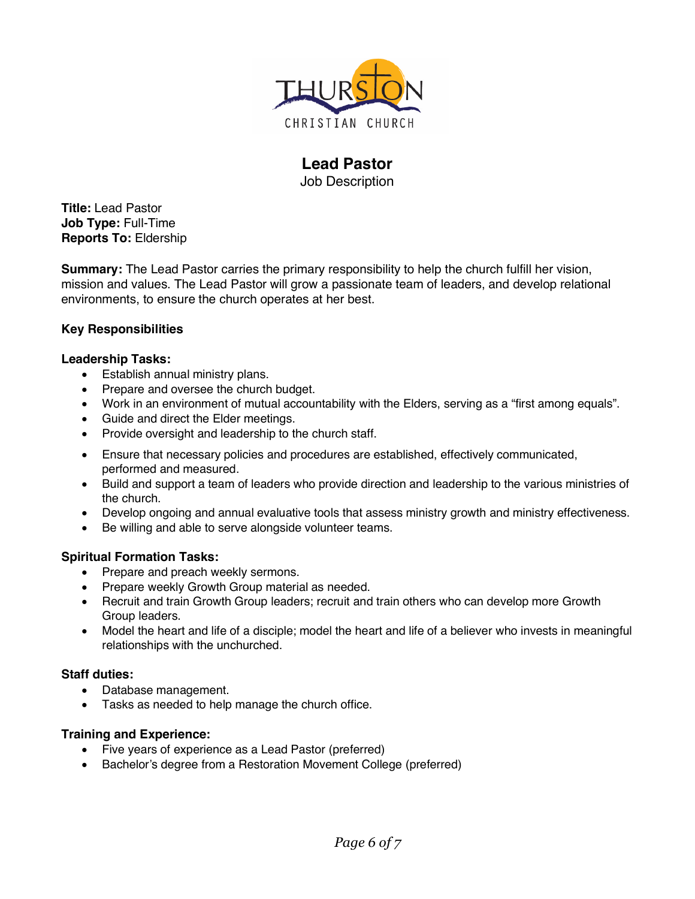THURSTON CHRISTIAN CHURCH

# Lead Pastor

Job Description

**Title:** Lead Pastor
**Job Type:** Full-Time
**Reports To:** Eldership

**Summary:** The Lead Pastor carries the primary responsibility to help the church fulfill her vision, mission and values. The Lead Pastor will grow a passionate team of leaders, and develop relational environments, to ensure the church operates at her best.

**Key Responsibilities**

**Leadership Tasks:**

- Establish annual ministry plans.
- Prepare and oversee the church budget.
- Work in an environment of mutual accountability with the Elders, serving as a "first among equals".
- Guide and direct the Elder meetings.
- Provide oversight and leadership to the church staff.
- Ensure that necessary policies and procedures are established, effectively communicated, performed and measured.
- Build and support a team of leaders who provide direction and leadership to the various ministries of the church.
- Develop ongoing and annual evaluative tools that assess ministry growth and ministry effectiveness.
- Be willing and able to serve alongside volunteer teams.

**Spiritual Formation Tasks:**

- Prepare and preach weekly sermons.
- Prepare weekly Growth Group material as needed.
- Recruit and train Growth Group leaders; recruit and train others who can develop more Growth Group leaders.
- Model the heart and life of a disciple; model the heart and life of a believer who invests in meaningful relationships with the unchurched.

**Staff duties:**

- Database management.
- Tasks as needed to help manage the church office.

**Training and Experience:**

- Five years of experience as a Lead Pastor (preferred)
- Bachelor's degree from a Restoration Movement College (preferred)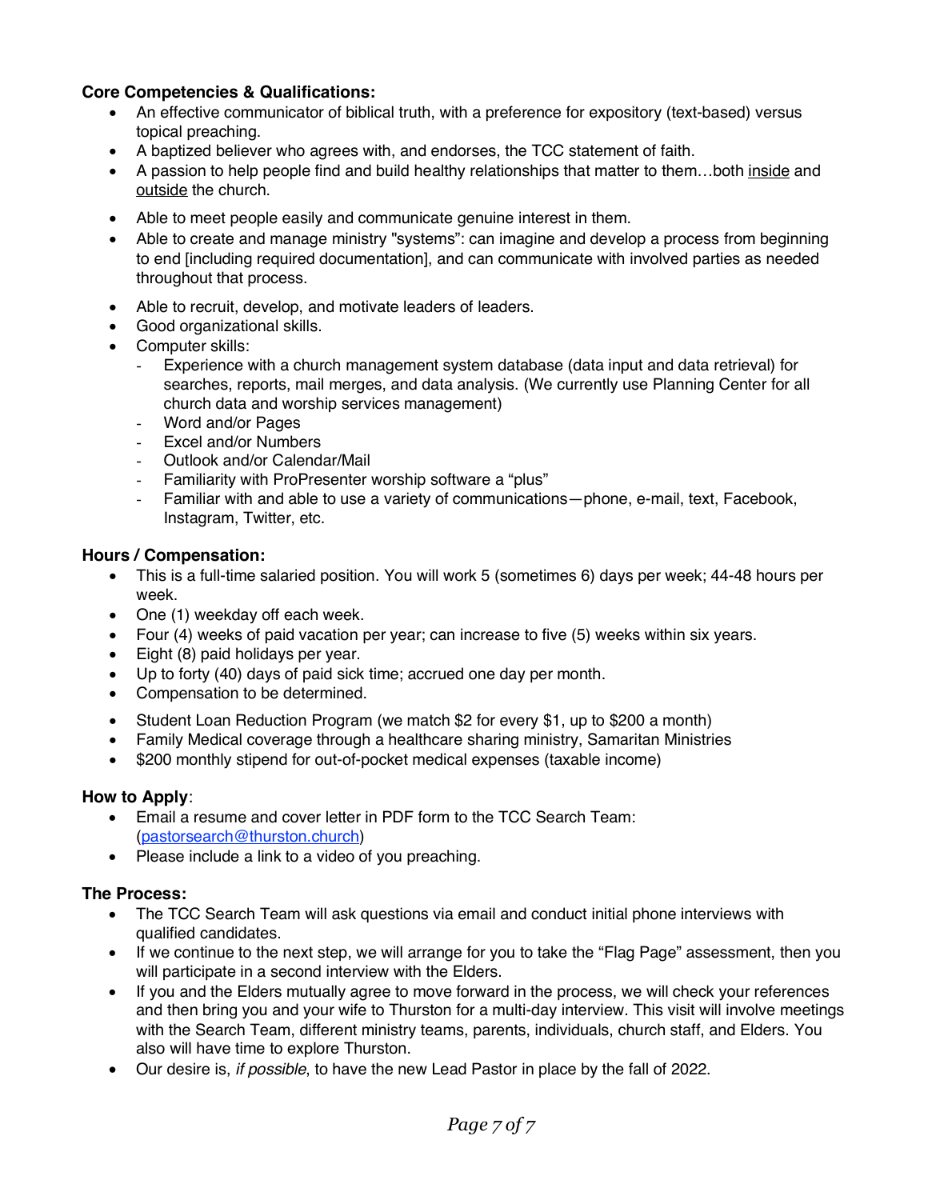**Core Competencies & Qualifications:**

- An effective communicator of biblical truth, with a preference for expository (text-based) versus topical preaching.
- A baptized believer who agrees with, and endorses, the TCC statement of faith.
- A passion to help people find and build healthy relationships that matter to them…both <u>inside</u> and <u>outside</u> the church.
- Able to meet people easily and communicate genuine interest in them.
- Able to create and manage ministry "systems": can imagine and develop a process from beginning to end [including required documentation], and can communicate with involved parties as needed throughout that process.
- Able to recruit, develop, and motivate leaders of leaders.
- Good organizational skills.
- Computer skills:
  - Experience with a church management system database (data input and data retrieval) for searches, reports, mail merges, and data analysis. (We currently use Planning Center for all church data and worship services management)
  - Word and/or Pages
  - Excel and/or Numbers
  - Outlook and/or Calendar/Mail
  - Familiarity with ProPresenter worship software a "plus"
  - Familiar with and able to use a variety of communications—phone, e-mail, text, Facebook, Instagram, Twitter, etc.

**Hours / Compensation:**

- This is a full-time salaried position. You will work 5 (sometimes 6) days per week; 44-48 hours per week.
- One (1) weekday off each week.
- Four (4) weeks of paid vacation per year; can increase to five (5) weeks within six years.
- Eight (8) paid holidays per year.
- Up to forty (40) days of paid sick time; accrued one day per month.
- Compensation to be determined.
- Student Loan Reduction Program (we match $2 for every $1, up to $200 a month)
- Family Medical coverage through a healthcare sharing ministry, Samaritan Ministries
- $200 monthly stipend for out-of-pocket medical expenses (taxable income)

**How to Apply**:

- Email a resume and cover letter in PDF form to the TCC Search Team: (pastorsearch@thurston.church)
- Please include a link to a video of you preaching.

**The Process:**

- The TCC Search Team will ask questions via email and conduct initial phone interviews with qualified candidates.
- If we continue to the next step, we will arrange for you to take the "Flag Page" assessment, then you will participate in a second interview with the Elders.
- If you and the Elders mutually agree to move forward in the process, we will check your references and then bring you and your wife to Thurston for a multi-day interview. This visit will involve meetings with the Search Team, different ministry teams, parents, individuals, church staff, and Elders. You also will have time to explore Thurston.
- Our desire is, *if possible*, to have the new Lead Pastor in place by the fall of 2022.